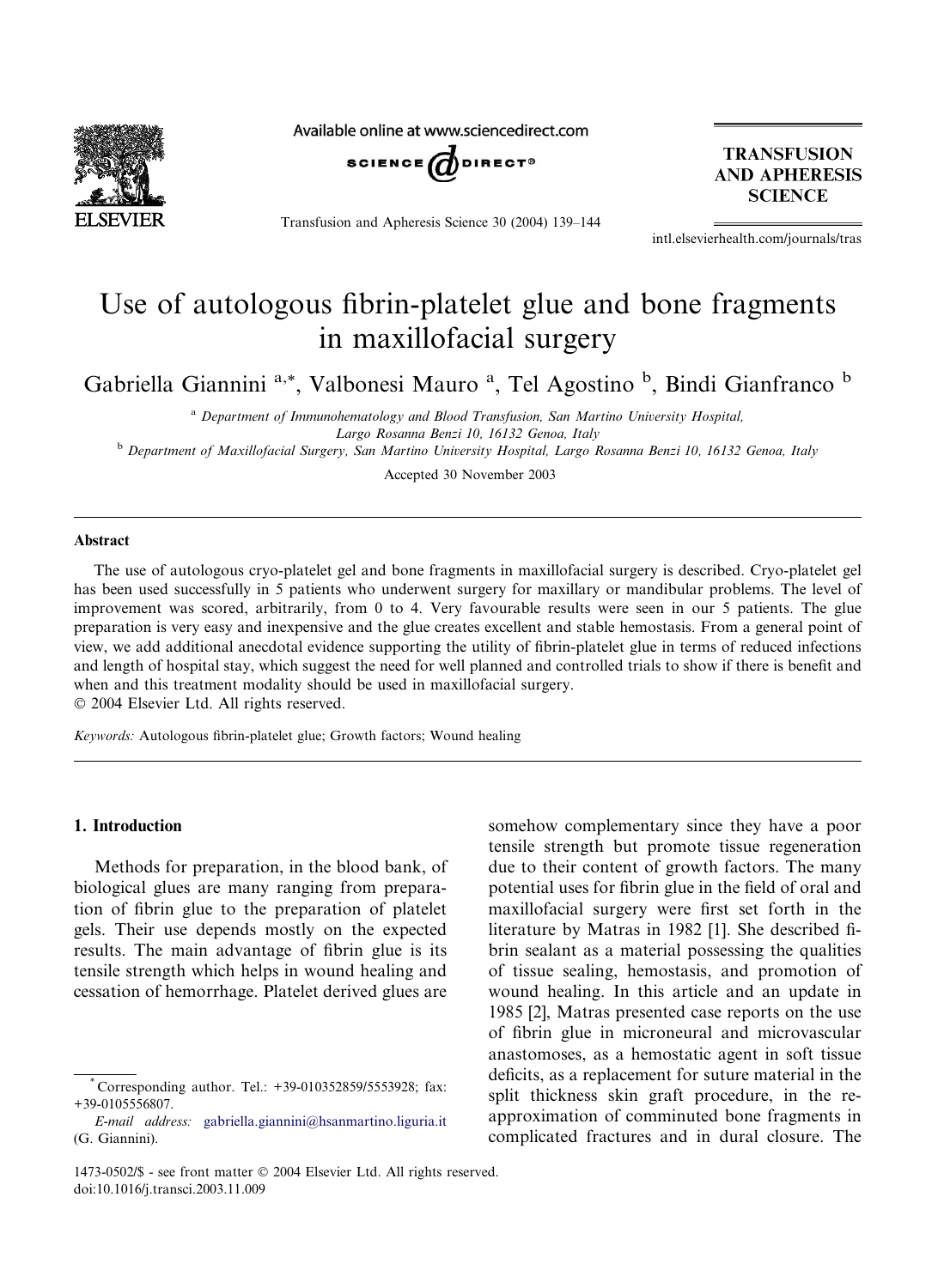# Use of autologous fibrin-platelet glue and bone fragments in maxillofacial surgery

Gabriella Giannini [a,*], Valbonesi Mauro [a], Tel Agostino [b], Bindi Gianfranco [b]

[a] Department of Immunohematology and Blood Transfusion, San Martino University Hospital, Largo Rosanna Benzi 10, 16132 Genoa, Italy

[b] Department of Maxillofacial Surgery, San Martino University Hospital, Largo Rosanna Benzi 10, 16132 Genoa, Italy

Accepted 30 November 2003

## Abstract

The use of autologous cryo-platelet gel and bone fragments in maxillofacial surgery is described. Cryo-platelet gel has been used successfully in 5 patients who underwent surgery for maxillary or mandibular problems. The level of improvement was scored, arbitrarily, from 0 to 4. Very favourable results were seen in our 5 patients. The glue preparation is very easy and inexpensive and the glue creates excellent and stable hemostasis. From a general point of view, we add additional anecdotal evidence supporting the utility of fibrin-platelet glue in terms of reduced infections and length of hospital stay, which suggest the need for well planned and controlled trials to show if there is benefit and when and this treatment modality should be used in maxillofacial surgery.

© 2004 Elsevier Ltd. All rights reserved.

*Keywords:* Autologous fibrin-platelet glue; Growth factors; Wound healing

## 1. Introduction

Methods for preparation, in the blood bank, of biological glues are many ranging from preparation of fibrin glue to the preparation of platelet gels. Their use depends mostly on the expected results. The main advantage of fibrin glue is its tensile strength which helps in wound healing and cessation of hemorrhage. Platelet derived glues are somehow complementary since they have a poor tensile strength but promote tissue regeneration due to their content of growth factors. The many potential uses for fibrin glue in the field of oral and maxillofacial surgery were first set forth in the literature by Matras in 1982 [1]. She described fibrin sealant as a material possessing the qualities of tissue sealing, hemostasis, and promotion of wound healing. In this article and an update in 1985 [2], Matras presented case reports on the use of fibrin glue in microneural and microvascular anastomoses, as a hemostatic agent in soft tissue deficits, as a replacement for suture material in the split thickness skin graft procedure, in the reapproximation of comminuted bone fragments in complicated fractures and in dural closure. The

*Corresponding author. Tel.: +39-010352859/5553928; fax: +39-0105556807.

*E-mail address:* gabriella.giannini@hsanmartino.liguria.it (G. Giannini).

1473-0502/$ - see front matter © 2004 Elsevier Ltd. All rights reserved.
doi:10.1016/j.transci.2003.11.009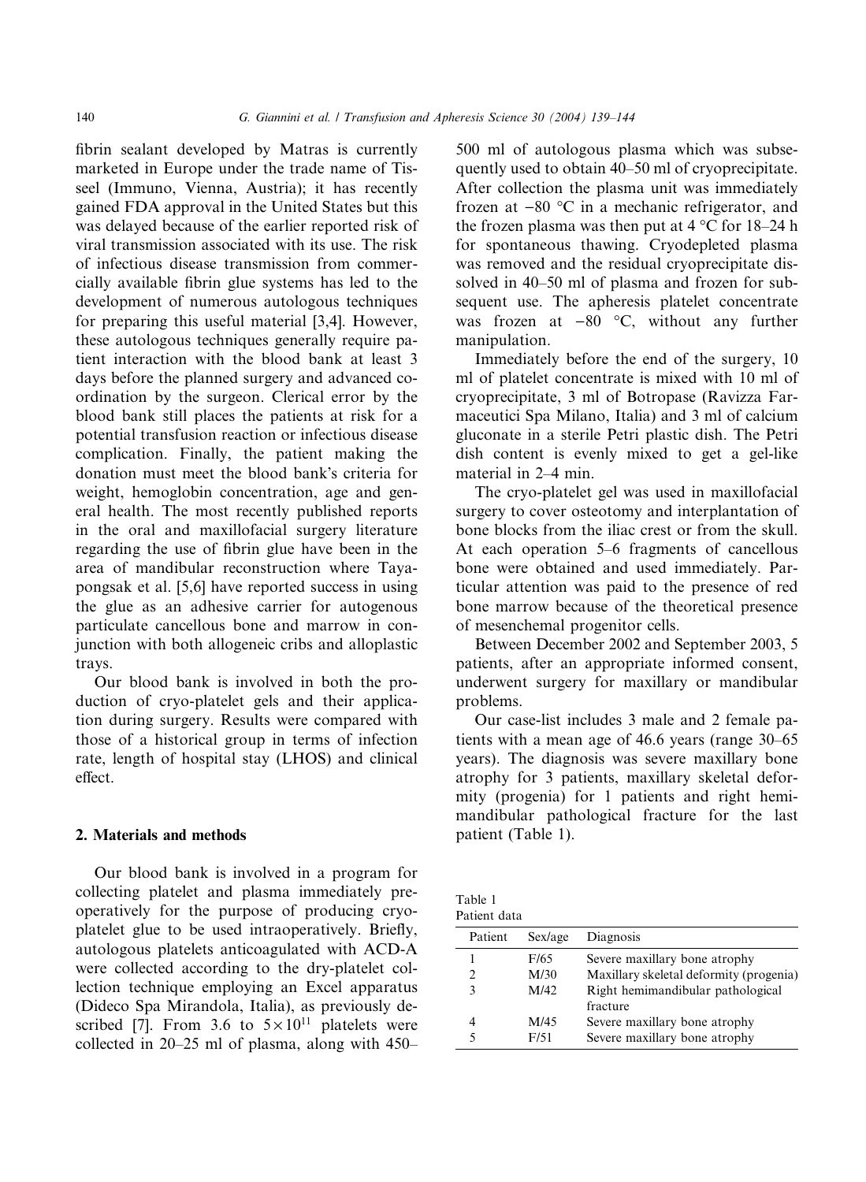fibrin sealant developed by Matras is currently marketed in Europe under the trade name of Tisseel (Immuno, Vienna, Austria); it has recently gained FDA approval in the United States but this was delayed because of the earlier reported risk of viral transmission associated with its use. The risk of infectious disease transmission from commercially available fibrin glue systems has led to the development of numerous autologous techniques for preparing this useful material [3,4]. However, these autologous techniques generally require patient interaction with the blood bank at least 3 days before the planned surgery and advanced coordination by the surgeon. Clerical error by the blood bank still places the patients at risk for a potential transfusion reaction or infectious disease complication. Finally, the patient making the donation must meet the blood bank's criteria for weight, hemoglobin concentration, age and general health. The most recently published reports in the oral and maxillofacial surgery literature regarding the use of fibrin glue have been in the area of mandibular reconstruction where Tayapongsak et al. [5,6] have reported success in using the glue as an adhesive carrier for autogenous particulate cancellous bone and marrow in conjunction with both allogeneic cribs and alloplastic trays.

Our blood bank is involved in both the production of cryo-platelet gels and their application during surgery. Results were compared with those of a historical group in terms of infection rate, length of hospital stay (LHOS) and clinical effect.

## 2. Materials and methods

Our blood bank is involved in a program for collecting platelet and plasma immediately preoperatively for the purpose of producing cryo-platelet glue to be used intraoperatively. Briefly, autologous platelets anticoagulated with ACD-A were collected according to the dry-platelet collection technique employing an Excel apparatus (Dideco Spa Mirandola, Italia), as previously described [7]. From 3.6 to $5 \times 10^{11}$ platelets were collected in 20–25 ml of plasma, along with 450–500 ml of autologous plasma which was subsequently used to obtain 40–50 ml of cryoprecipitate. After collection the plasma unit was immediately frozen at −80 °C in a mechanic refrigerator, and the frozen plasma was then put at 4 °C for 18–24 h for spontaneous thawing. Cryodepleted plasma was removed and the residual cryoprecipitate dissolved in 40–50 ml of plasma and frozen for subsequent use. The apheresis platelet concentrate was frozen at −80 °C, without any further manipulation.

Immediately before the end of the surgery, 10 ml of platelet concentrate is mixed with 10 ml of cryoprecipitate, 3 ml of Botropase (Ravizza Farmaceutici Spa Milano, Italia) and 3 ml of calcium gluconate in a sterile Petri plastic dish. The Petri dish content is evenly mixed to get a gel-like material in 2–4 min.

The cryo-platelet gel was used in maxillofacial surgery to cover osteotomy and interplantation of bone blocks from the iliac crest or from the skull. At each operation 5–6 fragments of cancellous bone were obtained and used immediately. Particular attention was paid to the presence of red bone marrow because of the theoretical presence of mesenchemal progenitor cells.

Between December 2002 and September 2003, 5 patients, after an appropriate informed consent, underwent surgery for maxillary or mandibular problems.

Our case-list includes 3 male and 2 female patients with a mean age of 46.6 years (range 30–65 years). The diagnosis was severe maxillary bone atrophy for 3 patients, maxillary skeletal deformity (progenia) for 1 patients and right hemimandibular pathological fracture for the last patient (Table 1).

Table 1
Patient data

| Patient | Sex/age | Diagnosis |
|---|---|---|
| 1 | F/65 | Severe maxillary bone atrophy |
| 2 | M/30 | Maxillary skeletal deformity (progenia) |
| 3 | M/42 | Right hemimandibular pathological fracture |
| 4 | M/45 | Severe maxillary bone atrophy |
| 5 | F/51 | Severe maxillary bone atrophy |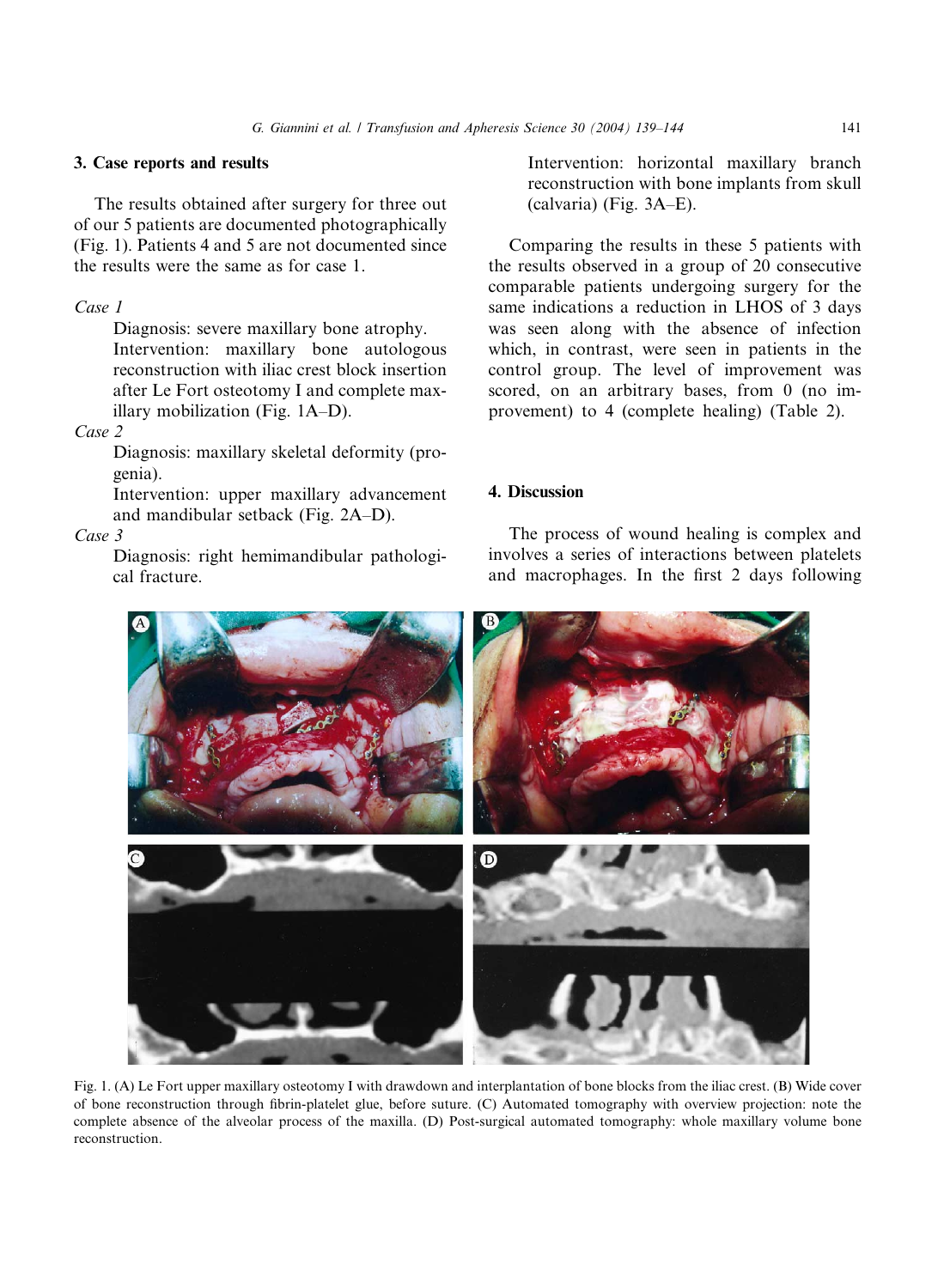## 3. Case reports and results

The results obtained after surgery for three out of our 5 patients are documented photographically (Fig. 1). Patients 4 and 5 are not documented since the results were the same as for case 1.

*Case 1*

Diagnosis: severe maxillary bone atrophy.

Intervention: maxillary bone autologous reconstruction with iliac crest block insertion after Le Fort osteotomy I and complete maxillary mobilization (Fig. 1A–D).

*Case 2*

Diagnosis: maxillary skeletal deformity (progenia).

Intervention: upper maxillary advancement and mandibular setback (Fig. 2A–D).

*Case 3*

Diagnosis: right hemimandibular pathological fracture.

Intervention: horizontal maxillary branch reconstruction with bone implants from skull (calvaria) (Fig. 3A–E).

Comparing the results in these 5 patients with the results observed in a group of 20 consecutive comparable patients undergoing surgery for the same indications a reduction in LHOS of 3 days was seen along with the absence of infection which, in contrast, were seen in patients in the control group. The level of improvement was scored, on an arbitrary bases, from 0 (no improvement) to 4 (complete healing) (Table 2).

## 4. Discussion

The process of wound healing is complex and involves a series of interactions between platelets and macrophages. In the first 2 days following

Fig. 1. (A) Le Fort upper maxillary osteotomy I with drawdown and interplantation of bone blocks from the iliac crest. (B) Wide cover of bone reconstruction through fibrin-platelet glue, before suture. (C) Automated tomography with overview projection: note the complete absence of the alveolar process of the maxilla. (D) Post-surgical automated tomography: whole maxillary volume bone reconstruction.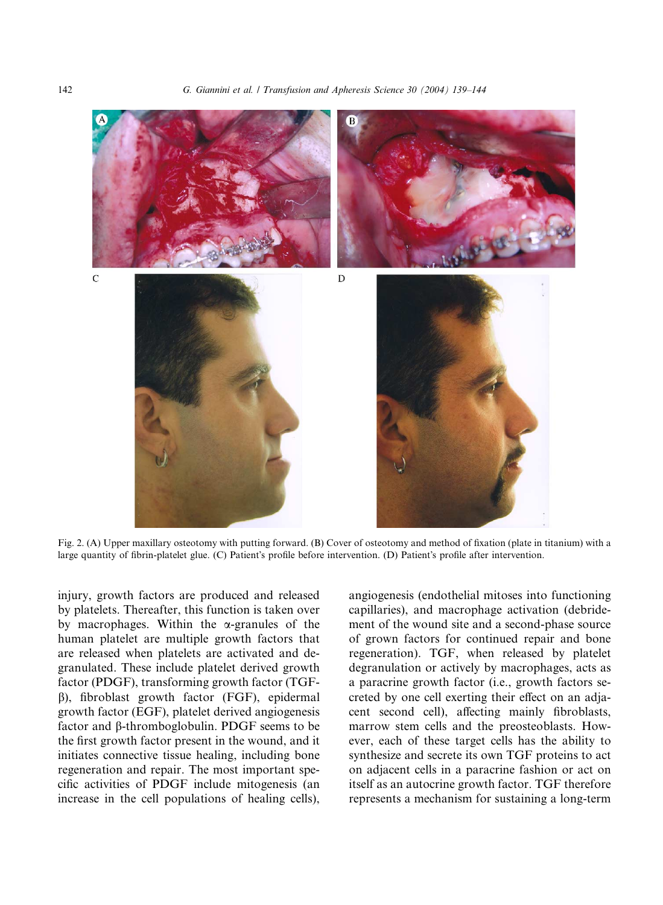Fig. 2. (A) Upper maxillary osteotomy with putting forward. (B) Cover of osteotomy and method of fixation (plate in titanium) with a large quantity of fibrin-platelet glue. (C) Patient's profile before intervention. (D) Patient's profile after intervention.

injury, growth factors are produced and released by platelets. Thereafter, this function is taken over by macrophages. Within the α-granules of the human platelet are multiple growth factors that are released when platelets are activated and degranulated. These include platelet derived growth factor (PDGF), transforming growth factor (TGF-β), fibroblast growth factor (FGF), epidermal growth factor (EGF), platelet derived angiogenesis factor and β-thromboglobulin. PDGF seems to be the first growth factor present in the wound, and it initiates connective tissue healing, including bone regeneration and repair. The most important specific activities of PDGF include mitogenesis (an increase in the cell populations of healing cells), angiogenesis (endothelial mitoses into functioning capillaries), and macrophage activation (debridement of the wound site and a second-phase source of grown factors for continued repair and bone regeneration). TGF, when released by platelet degranulation or actively by macrophages, acts as a paracrine growth factor (i.e., growth factors secreted by one cell exerting their effect on an adjacent second cell), affecting mainly fibroblasts, marrow stem cells and the preosteoblasts. However, each of these target cells has the ability to synthesize and secrete its own TGF proteins to act on adjacent cells in a paracrine fashion or act on itself as an autocrine growth factor. TGF therefore represents a mechanism for sustaining a long-term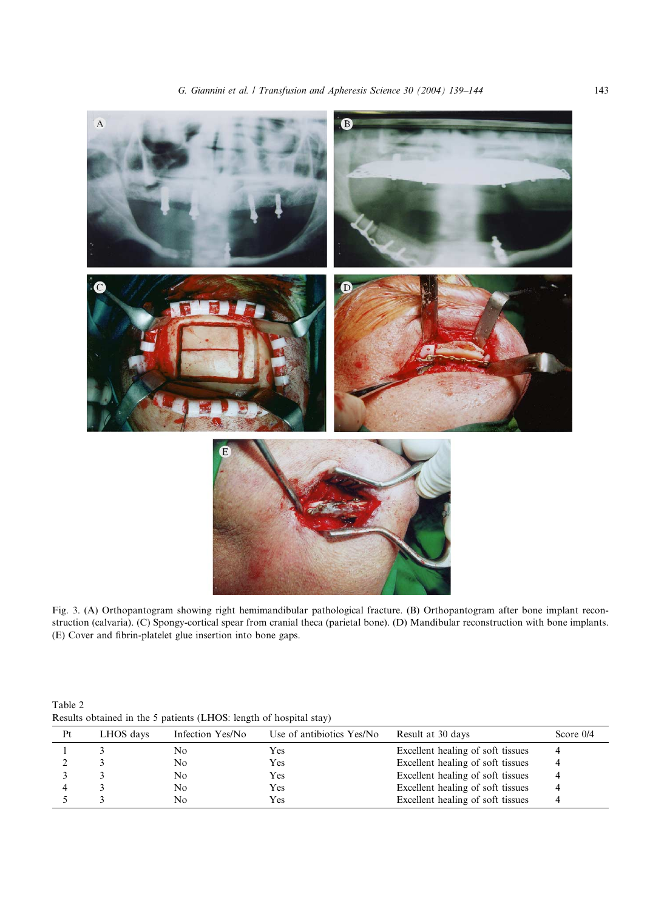Fig. 3. (A) Orthopantogram showing right hemimandibular pathological fracture. (B) Orthopantogram after bone implant reconstruction (calvaria). (C) Spongy-cortical spear from cranial theca (parietal bone). (D) Mandibular reconstruction with bone implants. (E) Cover and fibrin-platelet glue insertion into bone gaps.

Table 2
Results obtained in the 5 patients (LHOS: length of hospital stay)

| Pt | LHOS days | Infection Yes/No | Use of antibiotics Yes/No | Result at 30 days | Score 0/4 |
|---|---|---|---|---|---|
| 1 | 3 | No | Yes | Excellent healing of soft tissues | 4 |
| 2 | 3 | No | Yes | Excellent healing of soft tissues | 4 |
| 3 | 3 | No | Yes | Excellent healing of soft tissues | 4 |
| 4 | 3 | No | Yes | Excellent healing of soft tissues | 4 |
| 5 | 3 | No | Yes | Excellent healing of soft tissues | 4 |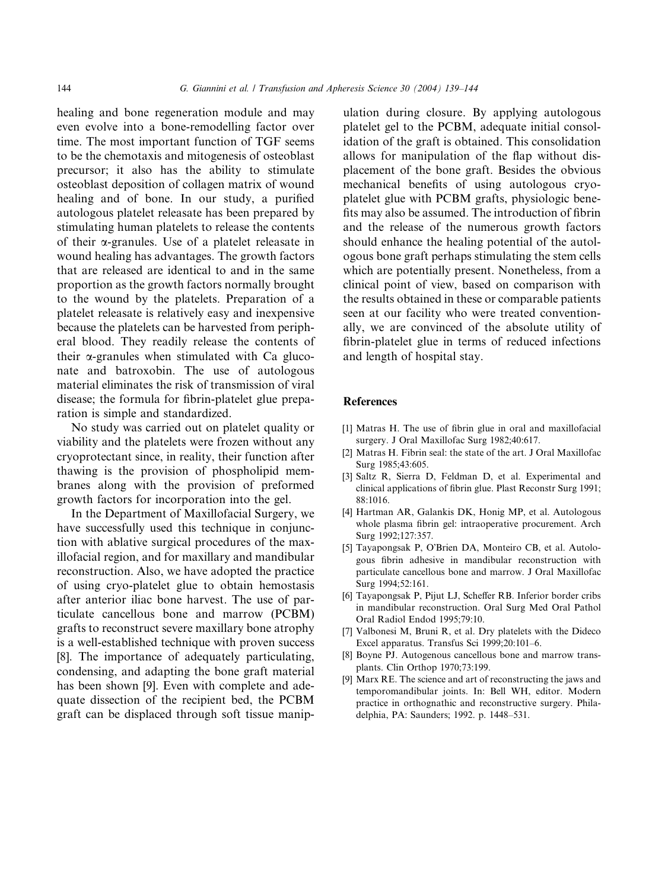healing and bone regeneration module and may even evolve into a bone-remodelling factor over time. The most important function of TGF seems to be the chemotaxis and mitogenesis of osteoblast precursor; it also has the ability to stimulate osteoblast deposition of collagen matrix of wound healing and of bone. In our study, a purified autologous platelet releasate has been prepared by stimulating human platelets to release the contents of their α-granules. Use of a platelet releasate in wound healing has advantages. The growth factors that are released are identical to and in the same proportion as the growth factors normally brought to the wound by the platelets. Preparation of a platelet releasate is relatively easy and inexpensive because the platelets can be harvested from peripheral blood. They readily release the contents of their α-granules when stimulated with Ca gluconate and batroxobin. The use of autologous material eliminates the risk of transmission of viral disease; the formula for fibrin-platelet glue preparation is simple and standardized.

No study was carried out on platelet quality or viability and the platelets were frozen without any cryoprotectant since, in reality, their function after thawing is the provision of phospholipid membranes along with the provision of preformed growth factors for incorporation into the gel.

In the Department of Maxillofacial Surgery, we have successfully used this technique in conjunction with ablative surgical procedures of the maxillofacial region, and for maxillary and mandibular reconstruction. Also, we have adopted the practice of using cryo-platelet glue to obtain hemostasis after anterior iliac bone harvest. The use of particulate cancellous bone and marrow (PCBM) grafts to reconstruct severe maxillary bone atrophy is a well-established technique with proven success [8]. The importance of adequately particulating, condensing, and adapting the bone graft material has been shown [9]. Even with complete and adequate dissection of the recipient bed, the PCBM graft can be displaced through soft tissue manipulation during closure. By applying autologous platelet gel to the PCBM, adequate initial consolidation of the graft is obtained. This consolidation allows for manipulation of the flap without displacement of the bone graft. Besides the obvious mechanical benefits of using autologous cryo-platelet glue with PCBM grafts, physiologic benefits may also be assumed. The introduction of fibrin and the release of the numerous growth factors should enhance the healing potential of the autologous bone graft perhaps stimulating the stem cells which are potentially present. Nonetheless, from a clinical point of view, based on comparison with the results obtained in these or comparable patients seen at our facility who were treated conventionally, we are convinced of the absolute utility of fibrin-platelet glue in terms of reduced infections and length of hospital stay.

## References

[1] Matras H. The use of fibrin glue in oral and maxillofacial surgery. J Oral Maxillofac Surg 1982;40:617.

[2] Matras H. Fibrin seal: the state of the art. J Oral Maxillofac Surg 1985;43:605.

[3] Saltz R, Sierra D, Feldman D, et al. Experimental and clinical applications of fibrin glue. Plast Reconstr Surg 1991; 88:1016.

[4] Hartman AR, Galankis DK, Honig MP, et al. Autologous whole plasma fibrin gel: intraoperative procurement. Arch Surg 1992;127:357.

[5] Tayapongsak P, O'Brien DA, Monteiro CB, et al. Autologous fibrin adhesive in mandibular reconstruction with particulate cancellous bone and marrow. J Oral Maxillofac Surg 1994;52:161.

[6] Tayapongsak P, Pijut LJ, Scheffer RB. Inferior border cribs in mandibular reconstruction. Oral Surg Med Oral Pathol Oral Radiol Endod 1995;79:10.

[7] Valbonesi M, Bruni R, et al. Dry platelets with the Dideco Excel apparatus. Transfus Sci 1999;20:101–6.

[8] Boyne PJ. Autogenous cancellous bone and marrow transplants. Clin Orthop 1970;73:199.

[9] Marx RE. The science and art of reconstructing the jaws and temporomandibular joints. In: Bell WH, editor. Modern practice in orthognathic and reconstructive surgery. Philadelphia, PA: Saunders; 1992. p. 1448–531.